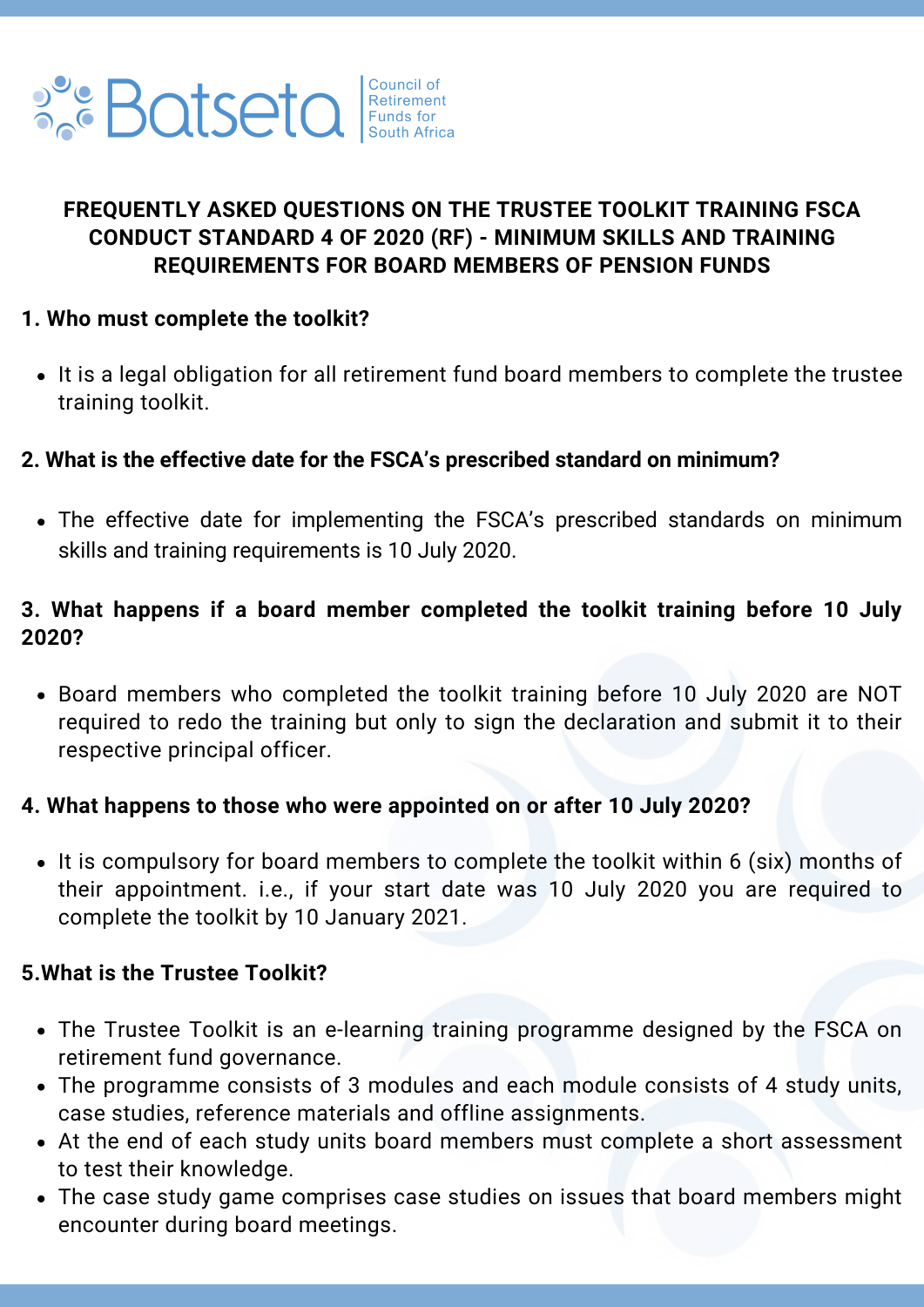Batseta | Council of Retirement Funds for South Africa

# FREQUENTLY ASKED QUESTIONS ON THE TRUSTEE TOOLKIT TRAINING FSCA CONDUCT STANDARD 4 OF 2020 (RF) - MINIMUM SKILLS AND TRAINING REQUIREMENTS FOR BOARD MEMBERS OF PENSION FUNDS

**1. Who must complete the toolkit?**

- It is a legal obligation for all retirement fund board members to complete the trustee training toolkit.

**2. What is the effective date for the FSCA's prescribed standard on minimum?**

- The effective date for implementing the FSCA's prescribed standards on minimum skills and training requirements is 10 July 2020.

**3. What happens if a board member completed the toolkit training before 10 July 2020?**

- Board members who completed the toolkit training before 10 July 2020 are NOT required to redo the training but only to sign the declaration and submit it to their respective principal officer.

**4. What happens to those who were appointed on or after 10 July 2020?**

- It is compulsory for board members to complete the toolkit within 6 (six) months of their appointment. i.e., if your start date was 10 July 2020 you are required to complete the toolkit by 10 January 2021.

**5.What is the Trustee Toolkit?**

- The Trustee Toolkit is an e-learning training programme designed by the FSCA on retirement fund governance.
- The programme consists of 3 modules and each module consists of 4 study units, case studies, reference materials and offline assignments.
- At the end of each study units board members must complete a short assessment to test their knowledge.
- The case study game comprises case studies on issues that board members might encounter during board meetings.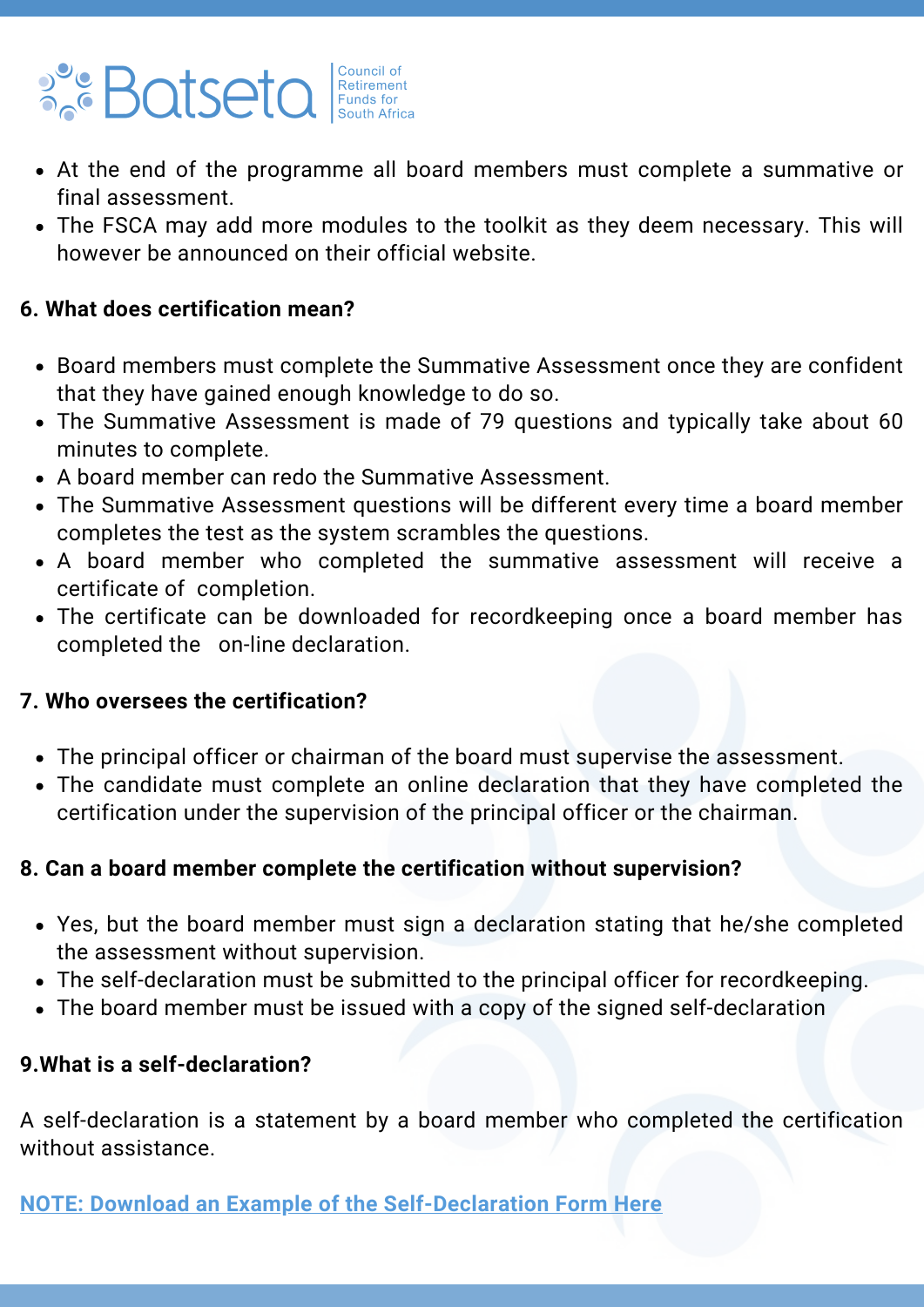- At the end of the programme all board members must complete a summative or final assessment.
- The FSCA may add more modules to the toolkit as they deem necessary. This will however be announced on their official website.

**6. What does certification mean?**

- Board members must complete the Summative Assessment once they are confident that they have gained enough knowledge to do so.
- The Summative Assessment is made of 79 questions and typically take about 60 minutes to complete.
- A board member can redo the Summative Assessment.
- The Summative Assessment questions will be different every time a board member completes the test as the system scrambles the questions.
- A board member who completed the summative assessment will receive a certificate of completion.
- The certificate can be downloaded for recordkeeping once a board member has completed the on-line declaration.

**7. Who oversees the certification?**

- The principal officer or chairman of the board must supervise the assessment.
- The candidate must complete an online declaration that they have completed the certification under the supervision of the principal officer or the chairman.

**8. Can a board member complete the certification without supervision?**

- Yes, but the board member must sign a declaration stating that he/she completed the assessment without supervision.
- The self-declaration must be submitted to the principal officer for recordkeeping.
- The board member must be issued with a copy of the signed self-declaration

**9.What is a self-declaration?**

A self-declaration is a statement by a board member who completed the certification without assistance.

**NOTE: Download an Example of the Self-Declaration Form Here**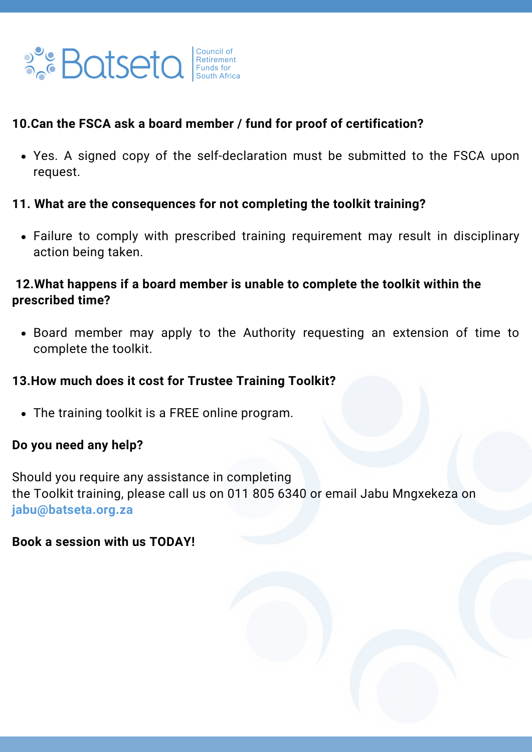Batseta | Council of Retirement Funds for South Africa

**10.Can the FSCA ask a board member / fund for proof of certification?**

- Yes. A signed copy of the self-declaration must be submitted to the FSCA upon request.

**11. What are the consequences for not completing the toolkit training?**

- Failure to comply with prescribed training requirement may result in disciplinary action being taken.

**12.What happens if a board member is unable to complete the toolkit within the prescribed time?**

- Board member may apply to the Authority requesting an extension of time to complete the toolkit.

**13.How much does it cost for Trustee Training Toolkit?**

- The training toolkit is a FREE online program.

**Do you need any help?**

Should you require any assistance in completing the Toolkit training, please call us on 011 805 6340 or email Jabu Mngxekeza on **jabu@batseta.org.za**

**Book a session with us TODAY!**